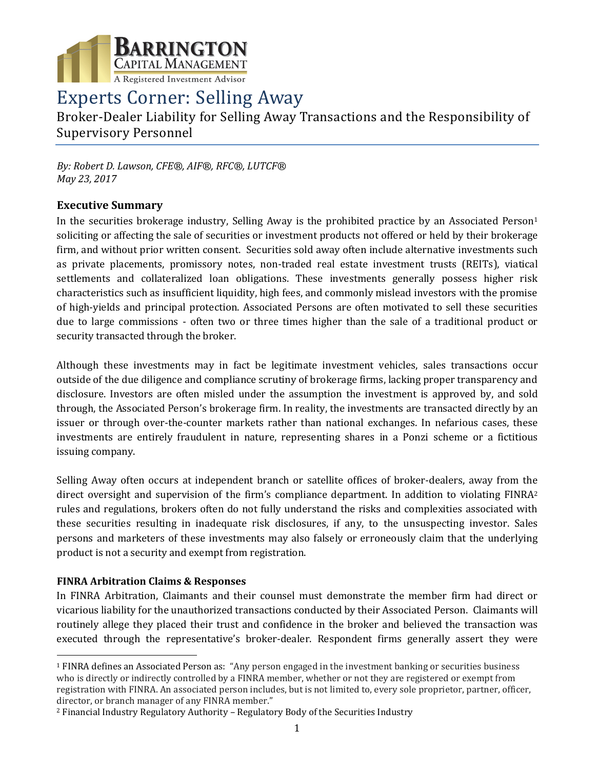BARRINGTON CAPITAL MANAGEMENT
A Registered Investment Advisor

# Experts Corner: Selling Away

## Broker-Dealer Liability for Selling Away Transactions and the Responsibility of Supervisory Personnel

*By: Robert D. Lawson, CFE®, AIF®, RFC®, LUTCF®*
*May 23, 2017*

### Executive Summary

In the securities brokerage industry, Selling Away is the prohibited practice by an Associated Person[1] soliciting or affecting the sale of securities or investment products not offered or held by their brokerage firm, and without prior written consent. Securities sold away often include alternative investments such as private placements, promissory notes, non-traded real estate investment trusts (REITs), viatical settlements and collateralized loan obligations. These investments generally possess higher risk characteristics such as insufficient liquidity, high fees, and commonly mislead investors with the promise of high-yields and principal protection. Associated Persons are often motivated to sell these securities due to large commissions - often two or three times higher than the sale of a traditional product or security transacted through the broker.

Although these investments may in fact be legitimate investment vehicles, sales transactions occur outside of the due diligence and compliance scrutiny of brokerage firms, lacking proper transparency and disclosure. Investors are often misled under the assumption the investment is approved by, and sold through, the Associated Person's brokerage firm. In reality, the investments are transacted directly by an issuer or through over-the-counter markets rather than national exchanges. In nefarious cases, these investments are entirely fraudulent in nature, representing shares in a Ponzi scheme or a fictitious issuing company.

Selling Away often occurs at independent branch or satellite offices of broker-dealers, away from the direct oversight and supervision of the firm's compliance department. In addition to violating FINRA[2] rules and regulations, brokers often do not fully understand the risks and complexities associated with these securities resulting in inadequate risk disclosures, if any, to the unsuspecting investor. Sales persons and marketers of these investments may also falsely or erroneously claim that the underlying product is not a security and exempt from registration.

### FINRA Arbitration Claims & Responses

In FINRA Arbitration, Claimants and their counsel must demonstrate the member firm had direct or vicarious liability for the unauthorized transactions conducted by their Associated Person. Claimants will routinely allege they placed their trust and confidence in the broker and believed the transaction was executed through the representative's broker-dealer. Respondent firms generally assert they were

---

[1] FINRA defines an Associated Person as: "Any person engaged in the investment banking or securities business who is directly or indirectly controlled by a FINRA member, whether or not they are registered or exempt from registration with FINRA. An associated person includes, but is not limited to, every sole proprietor, partner, officer, director, or branch manager of any FINRA member."

[2] Financial Industry Regulatory Authority – Regulatory Body of the Securities Industry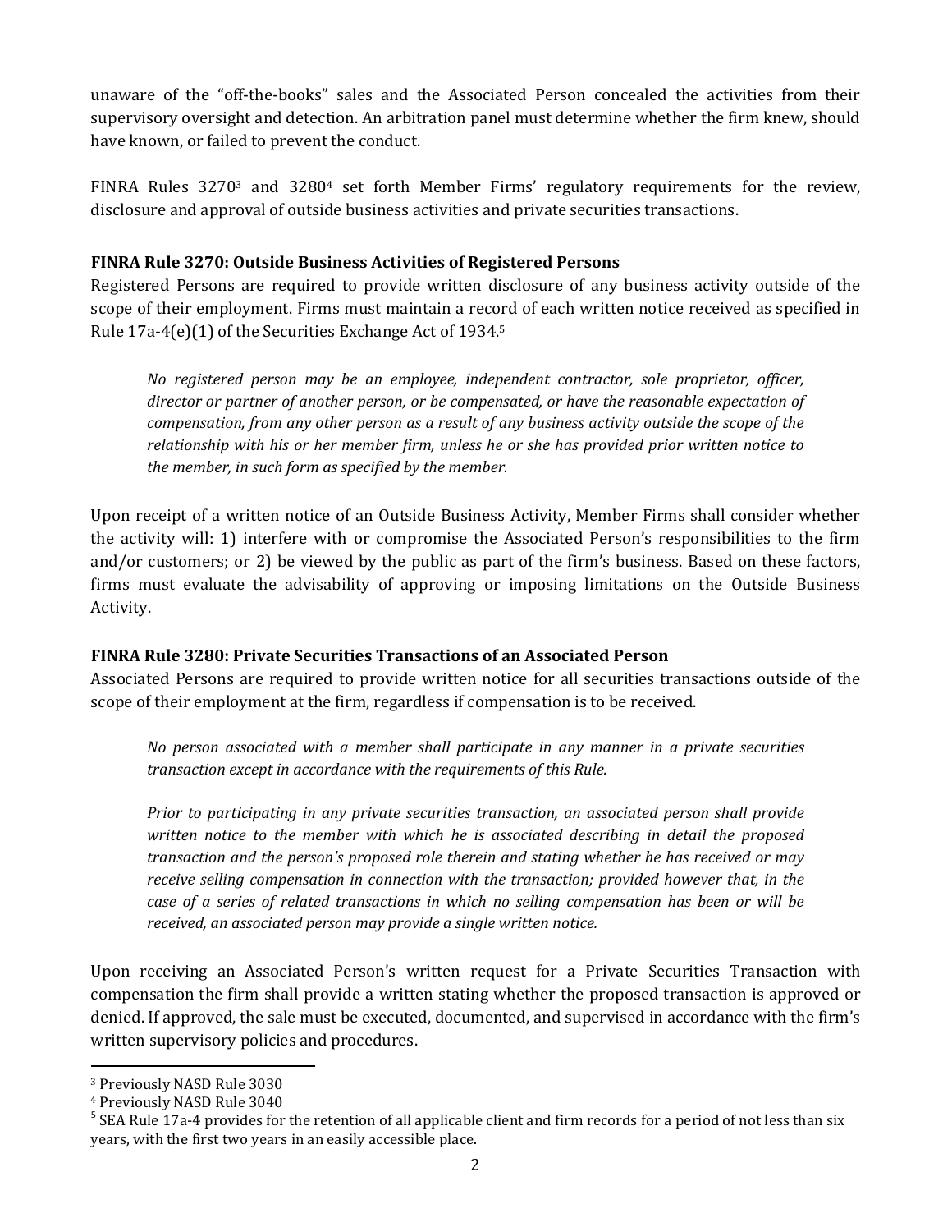unaware of the "off-the-books" sales and the Associated Person concealed the activities from their supervisory oversight and detection. An arbitration panel must determine whether the firm knew, should have known, or failed to prevent the conduct.

FINRA Rules 3270[3] and 3280[4] set forth Member Firms' regulatory requirements for the review, disclosure and approval of outside business activities and private securities transactions.

**FINRA Rule 3270: Outside Business Activities of Registered Persons**

Registered Persons are required to provide written disclosure of any business activity outside of the scope of their employment. Firms must maintain a record of each written notice received as specified in Rule 17a-4(e)(1) of the Securities Exchange Act of 1934.[5]

> *No registered person may be an employee, independent contractor, sole proprietor, officer, director or partner of another person, or be compensated, or have the reasonable expectation of compensation, from any other person as a result of any business activity outside the scope of the relationship with his or her member firm, unless he or she has provided prior written notice to the member, in such form as specified by the member.*

Upon receipt of a written notice of an Outside Business Activity, Member Firms shall consider whether the activity will: 1) interfere with or compromise the Associated Person's responsibilities to the firm and/or customers; or 2) be viewed by the public as part of the firm's business. Based on these factors, firms must evaluate the advisability of approving or imposing limitations on the Outside Business Activity.

**FINRA Rule 3280: Private Securities Transactions of an Associated Person**

Associated Persons are required to provide written notice for all securities transactions outside of the scope of their employment at the firm, regardless if compensation is to be received.

> *No person associated with a member shall participate in any manner in a private securities transaction except in accordance with the requirements of this Rule.*
>
> *Prior to participating in any private securities transaction, an associated person shall provide written notice to the member with which he is associated describing in detail the proposed transaction and the person's proposed role therein and stating whether he has received or may receive selling compensation in connection with the transaction; provided however that, in the case of a series of related transactions in which no selling compensation has been or will be received, an associated person may provide a single written notice.*

Upon receiving an Associated Person's written request for a Private Securities Transaction with compensation the firm shall provide a written stating whether the proposed transaction is approved or denied. If approved, the sale must be executed, documented, and supervised in accordance with the firm's written supervisory policies and procedures.

---

[3] Previously NASD Rule 3030

[4] Previously NASD Rule 3040

[5] SEA Rule 17a-4 provides for the retention of all applicable client and firm records for a period of not less than six years, with the first two years in an easily accessible place.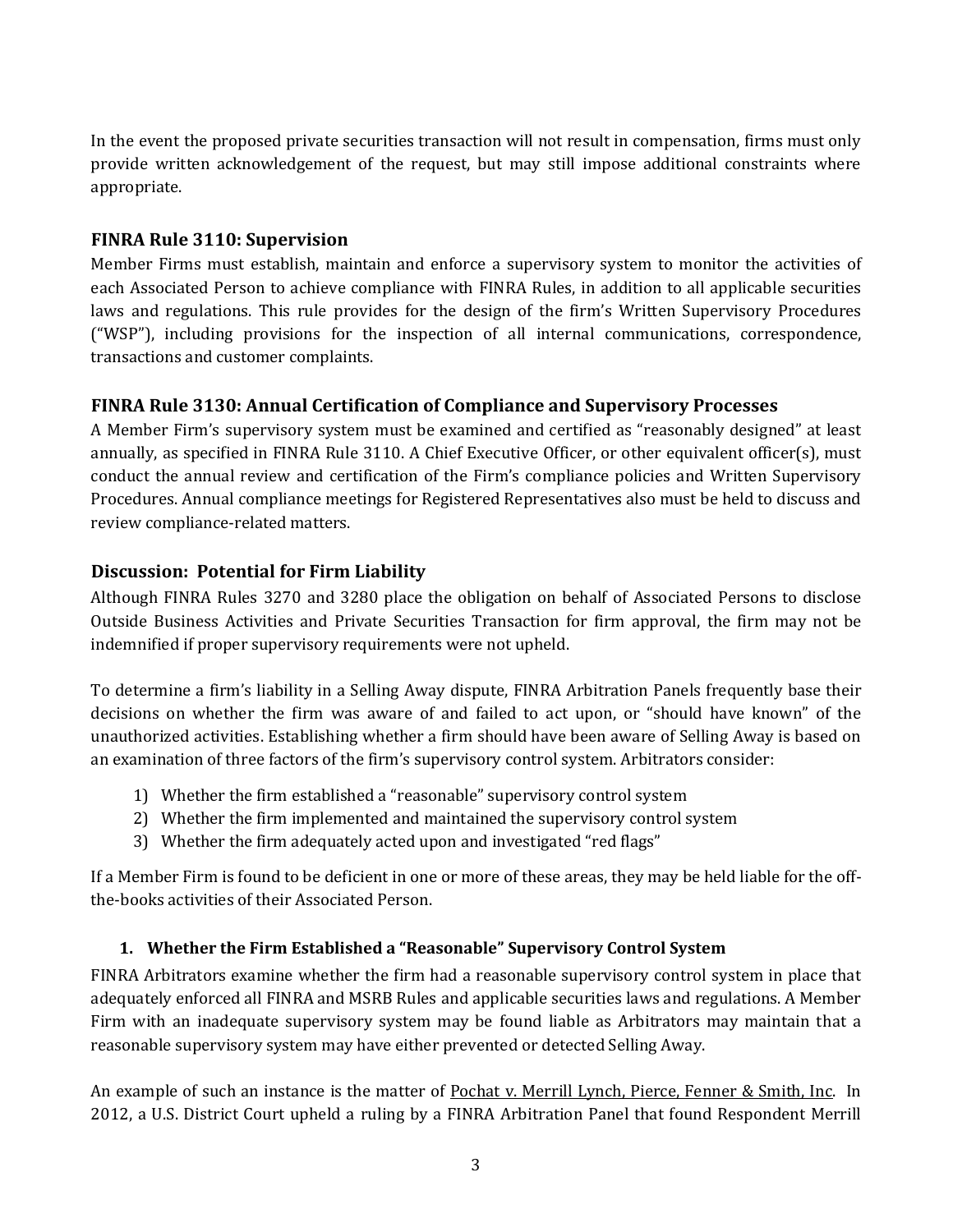In the event the proposed private securities transaction will not result in compensation, firms must only provide written acknowledgement of the request, but may still impose additional constraints where appropriate.

## FINRA Rule 3110: Supervision

Member Firms must establish, maintain and enforce a supervisory system to monitor the activities of each Associated Person to achieve compliance with FINRA Rules, in addition to all applicable securities laws and regulations. This rule provides for the design of the firm's Written Supervisory Procedures ("WSP"), including provisions for the inspection of all internal communications, correspondence, transactions and customer complaints.

## FINRA Rule 3130: Annual Certification of Compliance and Supervisory Processes

A Member Firm's supervisory system must be examined and certified as "reasonably designed" at least annually, as specified in FINRA Rule 3110. A Chief Executive Officer, or other equivalent officer(s), must conduct the annual review and certification of the Firm's compliance policies and Written Supervisory Procedures. Annual compliance meetings for Registered Representatives also must be held to discuss and review compliance-related matters.

## Discussion: Potential for Firm Liability

Although FINRA Rules 3270 and 3280 place the obligation on behalf of Associated Persons to disclose Outside Business Activities and Private Securities Transaction for firm approval, the firm may not be indemnified if proper supervisory requirements were not upheld.

To determine a firm's liability in a Selling Away dispute, FINRA Arbitration Panels frequently base their decisions on whether the firm was aware of and failed to act upon, or "should have known" of the unauthorized activities. Establishing whether a firm should have been aware of Selling Away is based on an examination of three factors of the firm's supervisory control system. Arbitrators consider:

1) Whether the firm established a "reasonable" supervisory control system
2) Whether the firm implemented and maintained the supervisory control system
3) Whether the firm adequately acted upon and investigated "red flags"

If a Member Firm is found to be deficient in one or more of these areas, they may be held liable for the off-the-books activities of their Associated Person.

### 1. Whether the Firm Established a "Reasonable" Supervisory Control System

FINRA Arbitrators examine whether the firm had a reasonable supervisory control system in place that adequately enforced all FINRA and MSRB Rules and applicable securities laws and regulations. A Member Firm with an inadequate supervisory system may be found liable as Arbitrators may maintain that a reasonable supervisory system may have either prevented or detected Selling Away.

An example of such an instance is the matter of Pochat v. Merrill Lynch, Pierce, Fenner & Smith, Inc. In 2012, a U.S. District Court upheld a ruling by a FINRA Arbitration Panel that found Respondent Merrill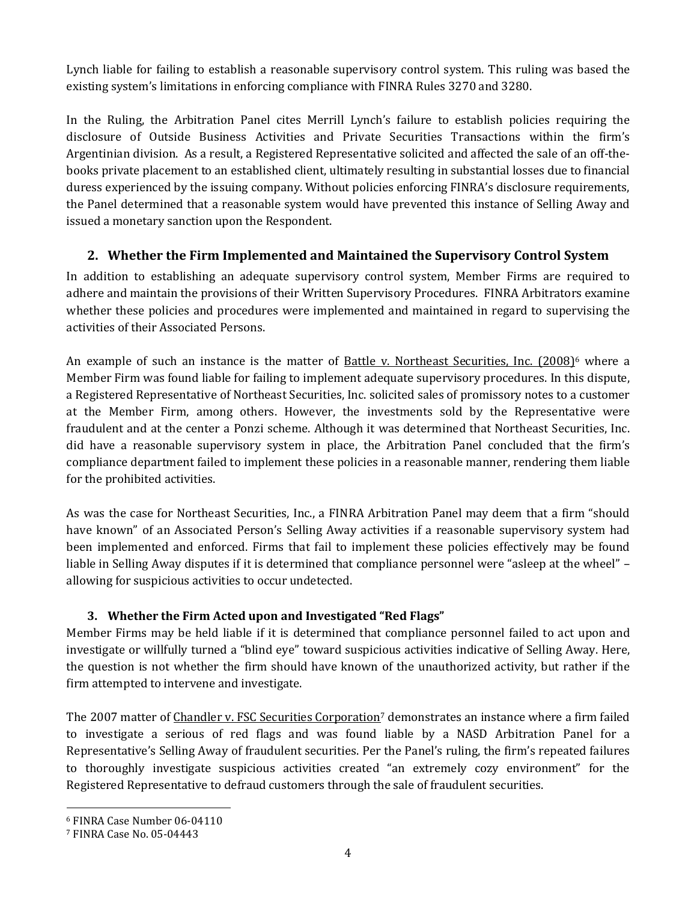Lynch liable for failing to establish a reasonable supervisory control system. This ruling was based the existing system's limitations in enforcing compliance with FINRA Rules 3270 and 3280.

In the Ruling, the Arbitration Panel cites Merrill Lynch's failure to establish policies requiring the disclosure of Outside Business Activities and Private Securities Transactions within the firm's Argentinian division. As a result, a Registered Representative solicited and affected the sale of an off-the-books private placement to an established client, ultimately resulting in substantial losses due to financial duress experienced by the issuing company. Without policies enforcing FINRA's disclosure requirements, the Panel determined that a reasonable system would have prevented this instance of Selling Away and issued a monetary sanction upon the Respondent.

### 2. Whether the Firm Implemented and Maintained the Supervisory Control System

In addition to establishing an adequate supervisory control system, Member Firms are required to adhere and maintain the provisions of their Written Supervisory Procedures. FINRA Arbitrators examine whether these policies and procedures were implemented and maintained in regard to supervising the activities of their Associated Persons.

An example of such an instance is the matter of Battle v. Northeast Securities, Inc. (2008)[6] where a Member Firm was found liable for failing to implement adequate supervisory procedures. In this dispute, a Registered Representative of Northeast Securities, Inc. solicited sales of promissory notes to a customer at the Member Firm, among others. However, the investments sold by the Representative were fraudulent and at the center a Ponzi scheme. Although it was determined that Northeast Securities, Inc. did have a reasonable supervisory system in place, the Arbitration Panel concluded that the firm's compliance department failed to implement these policies in a reasonable manner, rendering them liable for the prohibited activities.

As was the case for Northeast Securities, Inc., a FINRA Arbitration Panel may deem that a firm "should have known" of an Associated Person's Selling Away activities if a reasonable supervisory system had been implemented and enforced. Firms that fail to implement these policies effectively may be found liable in Selling Away disputes if it is determined that compliance personnel were "asleep at the wheel" – allowing for suspicious activities to occur undetected.

### 3. Whether the Firm Acted upon and Investigated "Red Flags"

Member Firms may be held liable if it is determined that compliance personnel failed to act upon and investigate or willfully turned a "blind eye" toward suspicious activities indicative of Selling Away. Here, the question is not whether the firm should have known of the unauthorized activity, but rather if the firm attempted to intervene and investigate.

The 2007 matter of Chandler v. FSC Securities Corporation[7] demonstrates an instance where a firm failed to investigate a serious of red flags and was found liable by a NASD Arbitration Panel for a Representative's Selling Away of fraudulent securities. Per the Panel's ruling, the firm's repeated failures to thoroughly investigate suspicious activities created "an extremely cozy environment" for the Registered Representative to defraud customers through the sale of fraudulent securities.

---

[6] FINRA Case Number 06-04110

[7] FINRA Case No. 05-04443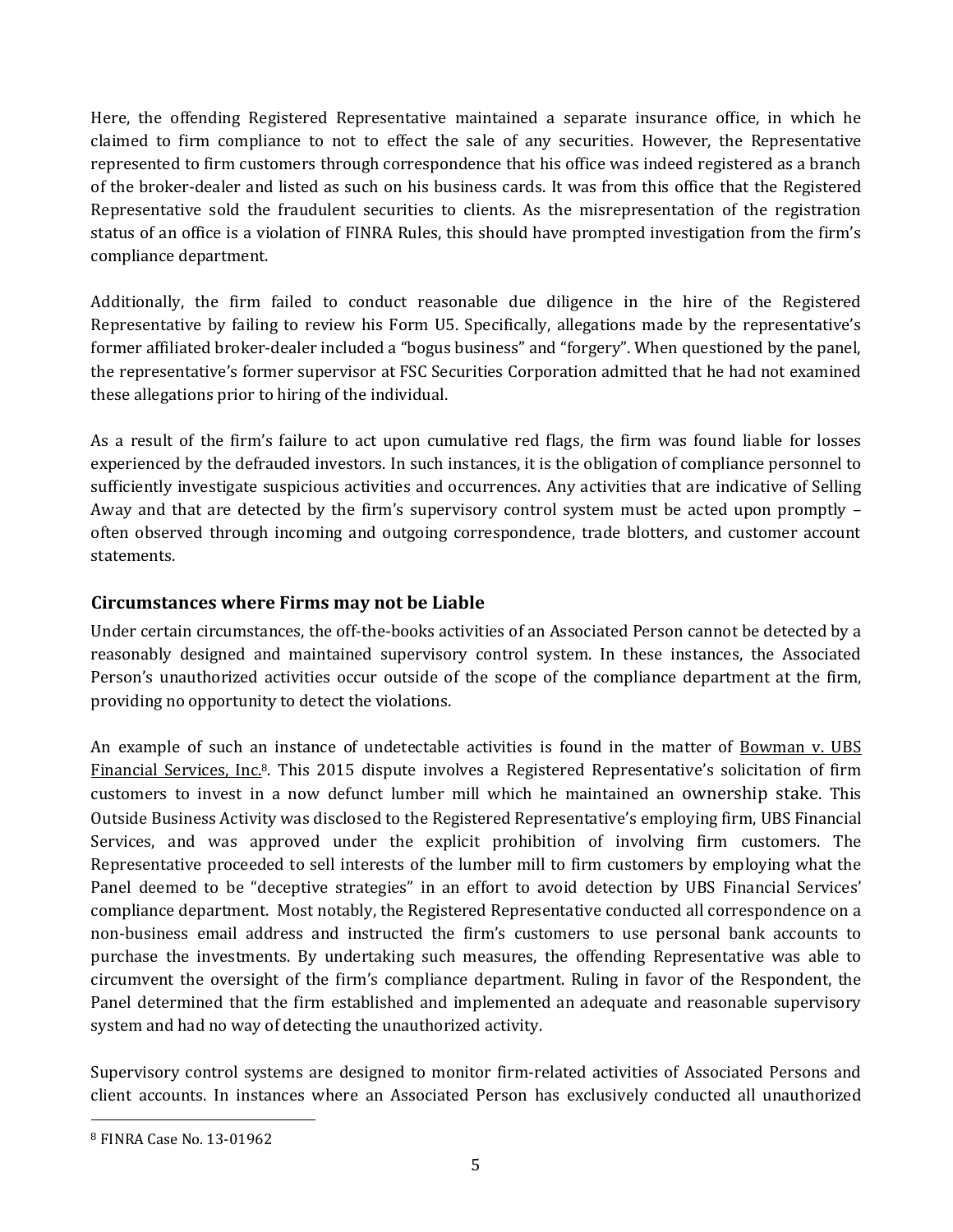Here, the offending Registered Representative maintained a separate insurance office, in which he claimed to firm compliance to not to effect the sale of any securities. However, the Representative represented to firm customers through correspondence that his office was indeed registered as a branch of the broker-dealer and listed as such on his business cards. It was from this office that the Registered Representative sold the fraudulent securities to clients. As the misrepresentation of the registration status of an office is a violation of FINRA Rules, this should have prompted investigation from the firm's compliance department.

Additionally, the firm failed to conduct reasonable due diligence in the hire of the Registered Representative by failing to review his Form U5. Specifically, allegations made by the representative's former affiliated broker-dealer included a "bogus business" and "forgery". When questioned by the panel, the representative's former supervisor at FSC Securities Corporation admitted that he had not examined these allegations prior to hiring of the individual.

As a result of the firm's failure to act upon cumulative red flags, the firm was found liable for losses experienced by the defrauded investors. In such instances, it is the obligation of compliance personnel to sufficiently investigate suspicious activities and occurrences. Any activities that are indicative of Selling Away and that are detected by the firm's supervisory control system must be acted upon promptly – often observed through incoming and outgoing correspondence, trade blotters, and customer account statements.

### Circumstances where Firms may not be Liable

Under certain circumstances, the off-the-books activities of an Associated Person cannot be detected by a reasonably designed and maintained supervisory control system. In these instances, the Associated Person's unauthorized activities occur outside of the scope of the compliance department at the firm, providing no opportunity to detect the violations.

An example of such an instance of undetectable activities is found in the matter of Bowman v. UBS Financial Services, Inc.[8]. This 2015 dispute involves a Registered Representative's solicitation of firm customers to invest in a now defunct lumber mill which he maintained an ownership stake. This Outside Business Activity was disclosed to the Registered Representative's employing firm, UBS Financial Services, and was approved under the explicit prohibition of involving firm customers. The Representative proceeded to sell interests of the lumber mill to firm customers by employing what the Panel deemed to be "deceptive strategies" in an effort to avoid detection by UBS Financial Services' compliance department. Most notably, the Registered Representative conducted all correspondence on a non-business email address and instructed the firm's customers to use personal bank accounts to purchase the investments. By undertaking such measures, the offending Representative was able to circumvent the oversight of the firm's compliance department. Ruling in favor of the Respondent, the Panel determined that the firm established and implemented an adequate and reasonable supervisory system and had no way of detecting the unauthorized activity.

Supervisory control systems are designed to monitor firm-related activities of Associated Persons and client accounts. In instances where an Associated Person has exclusively conducted all unauthorized

---

[8] FINRA Case No. 13-01962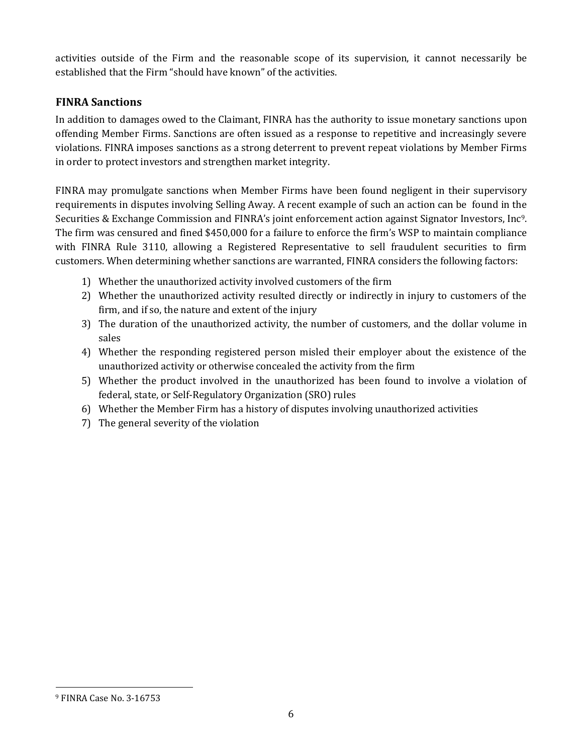activities outside of the Firm and the reasonable scope of its supervision, it cannot necessarily be established that the Firm "should have known" of the activities.

## FINRA Sanctions

In addition to damages owed to the Claimant, FINRA has the authority to issue monetary sanctions upon offending Member Firms. Sanctions are often issued as a response to repetitive and increasingly severe violations. FINRA imposes sanctions as a strong deterrent to prevent repeat violations by Member Firms in order to protect investors and strengthen market integrity.

FINRA may promulgate sanctions when Member Firms have been found negligent in their supervisory requirements in disputes involving Selling Away. A recent example of such an action can be found in the Securities & Exchange Commission and FINRA's joint enforcement action against Signator Investors, Inc[9]. The firm was censured and fined $450,000 for a failure to enforce the firm's WSP to maintain compliance with FINRA Rule 3110, allowing a Registered Representative to sell fraudulent securities to firm customers. When determining whether sanctions are warranted, FINRA considers the following factors:

1) Whether the unauthorized activity involved customers of the firm
2) Whether the unauthorized activity resulted directly or indirectly in injury to customers of the firm, and if so, the nature and extent of the injury
3) The duration of the unauthorized activity, the number of customers, and the dollar volume in sales
4) Whether the responding registered person misled their employer about the existence of the unauthorized activity or otherwise concealed the activity from the firm
5) Whether the product involved in the unauthorized has been found to involve a violation of federal, state, or Self-Regulatory Organization (SRO) rules
6) Whether the Member Firm has a history of disputes involving unauthorized activities
7) The general severity of the violation

[9] FINRA Case No. 3-16753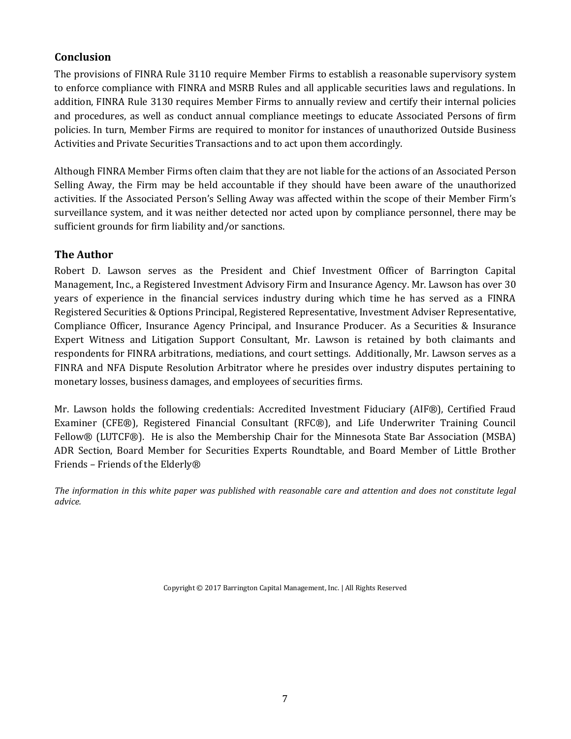## Conclusion

The provisions of FINRA Rule 3110 require Member Firms to establish a reasonable supervisory system to enforce compliance with FINRA and MSRB Rules and all applicable securities laws and regulations. In addition, FINRA Rule 3130 requires Member Firms to annually review and certify their internal policies and procedures, as well as conduct annual compliance meetings to educate Associated Persons of firm policies. In turn, Member Firms are required to monitor for instances of unauthorized Outside Business Activities and Private Securities Transactions and to act upon them accordingly.

Although FINRA Member Firms often claim that they are not liable for the actions of an Associated Person Selling Away, the Firm may be held accountable if they should have been aware of the unauthorized activities. If the Associated Person's Selling Away was affected within the scope of their Member Firm's surveillance system, and it was neither detected nor acted upon by compliance personnel, there may be sufficient grounds for firm liability and/or sanctions.

## The Author

Robert D. Lawson serves as the President and Chief Investment Officer of Barrington Capital Management, Inc., a Registered Investment Advisory Firm and Insurance Agency. Mr. Lawson has over 30 years of experience in the financial services industry during which time he has served as a FINRA Registered Securities & Options Principal, Registered Representative, Investment Adviser Representative, Compliance Officer, Insurance Agency Principal, and Insurance Producer. As a Securities & Insurance Expert Witness and Litigation Support Consultant, Mr. Lawson is retained by both claimants and respondents for FINRA arbitrations, mediations, and court settings. Additionally, Mr. Lawson serves as a FINRA and NFA Dispute Resolution Arbitrator where he presides over industry disputes pertaining to monetary losses, business damages, and employees of securities firms.

Mr. Lawson holds the following credentials: Accredited Investment Fiduciary (AIF®), Certified Fraud Examiner (CFE®), Registered Financial Consultant (RFC®), and Life Underwriter Training Council Fellow® (LUTCF®). He is also the Membership Chair for the Minnesota State Bar Association (MSBA) ADR Section, Board Member for Securities Experts Roundtable, and Board Member of Little Brother Friends – Friends of the Elderly®

*The information in this white paper was published with reasonable care and attention and does not constitute legal advice.*

Copyright © 2017 Barrington Capital Management, Inc. | All Rights Reserved